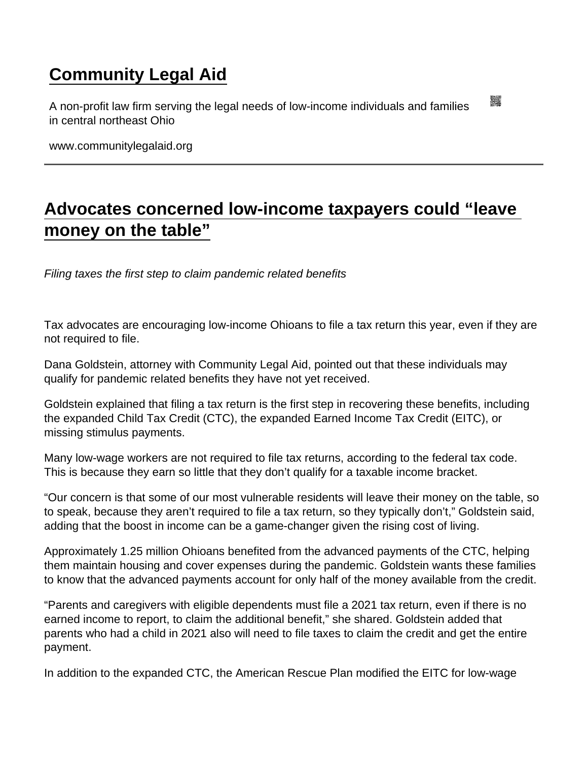# Community Legal Aid

A non-profit law firm serving the legal needs of low-income individuals and families in central northeast Ohio

www.communitylegalaid.org

---

## Advocates concerned low-income taxpayers could "leave money on the table"

*Filing taxes the first step to claim pandemic related benefits*

Tax advocates are encouraging low-income Ohioans to file a tax return this year, even if they are not required to file.

Dana Goldstein, attorney with Community Legal Aid, pointed out that these individuals may qualify for pandemic related benefits they have not yet received.

Goldstein explained that filing a tax return is the first step in recovering these benefits, including the expanded Child Tax Credit (CTC), the expanded Earned Income Tax Credit (EITC), or missing stimulus payments.

Many low-wage workers are not required to file tax returns, according to the federal tax code. This is because they earn so little that they don't qualify for a taxable income bracket.

"Our concern is that some of our most vulnerable residents will leave their money on the table, so to speak, because they aren't required to file a tax return, so they typically don't," Goldstein said, adding that the boost in income can be a game-changer given the rising cost of living.

Approximately 1.25 million Ohioans benefited from the advanced payments of the CTC, helping them maintain housing and cover expenses during the pandemic. Goldstein wants these families to know that the advanced payments account for only half of the money available from the credit.

"Parents and caregivers with eligible dependents must file a 2021 tax return, even if there is no earned income to report, to claim the additional benefit," she shared. Goldstein added that parents who had a child in 2021 also will need to file taxes to claim the credit and get the entire payment.

In addition to the expanded CTC, the American Rescue Plan modified the EITC for low-wage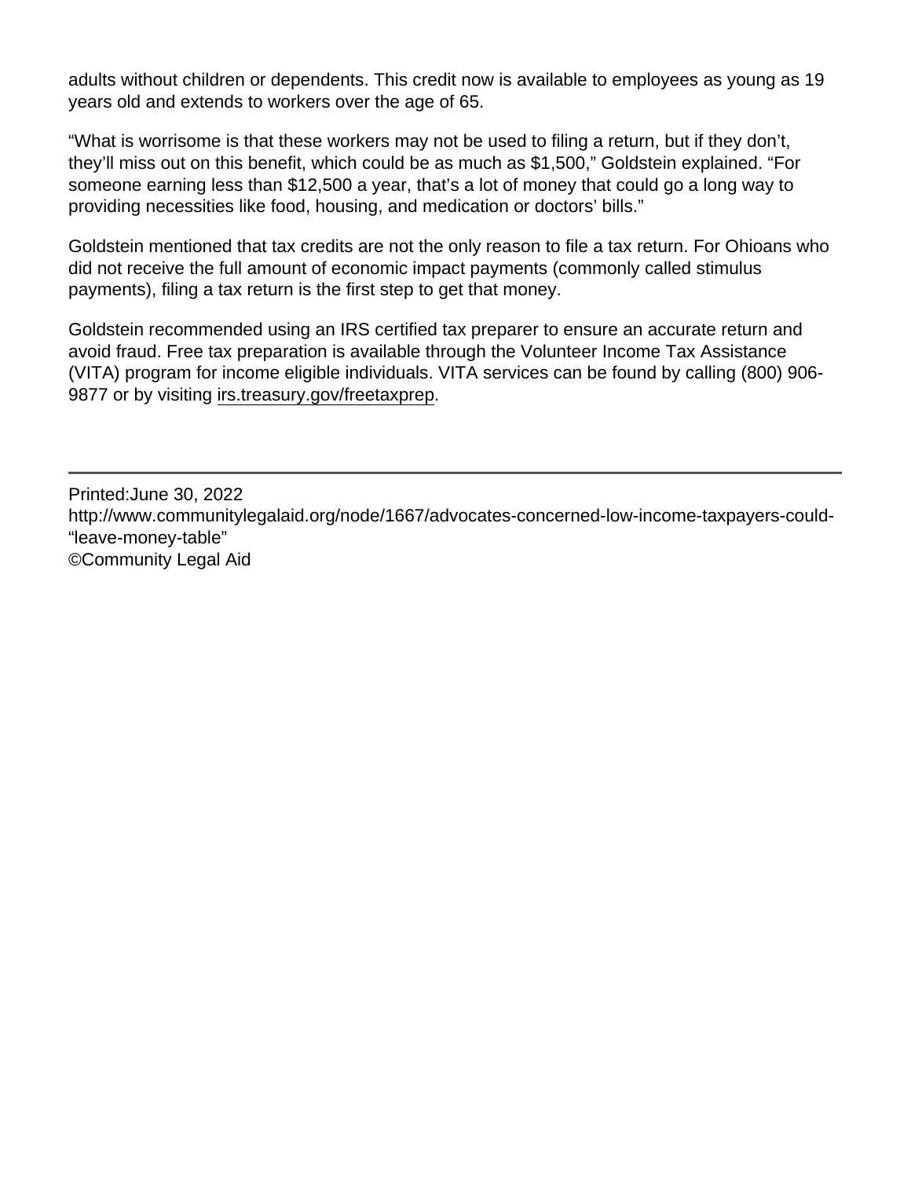adults without children or dependents. This credit now is available to employees as young as 19 years old and extends to workers over the age of 65.

“What is worrisome is that these workers may not be used to filing a return, but if they don’t, they’ll miss out on this benefit, which could be as much as $1,500,” Goldstein explained. “For someone earning less than $12,500 a year, that’s a lot of money that could go a long way to providing necessities like food, housing, and medication or doctors’ bills.”

Goldstein mentioned that tax credits are not the only reason to file a tax return. For Ohioans who did not receive the full amount of economic impact payments (commonly called stimulus payments), filing a tax return is the first step to get that money.

Goldstein recommended using an IRS certified tax preparer to ensure an accurate return and avoid fraud. Free tax preparation is available through the Volunteer Income Tax Assistance (VITA) program for income eligible individuals. VITA services can be found by calling (800) 906-9877 or by visiting irs.treasury.gov/freetaxprep.

---

Printed:June 30, 2022
http://www.communitylegalaid.org/node/1667/advocates-concerned-low-income-taxpayers-could-“leave-money-table”
©Community Legal Aid